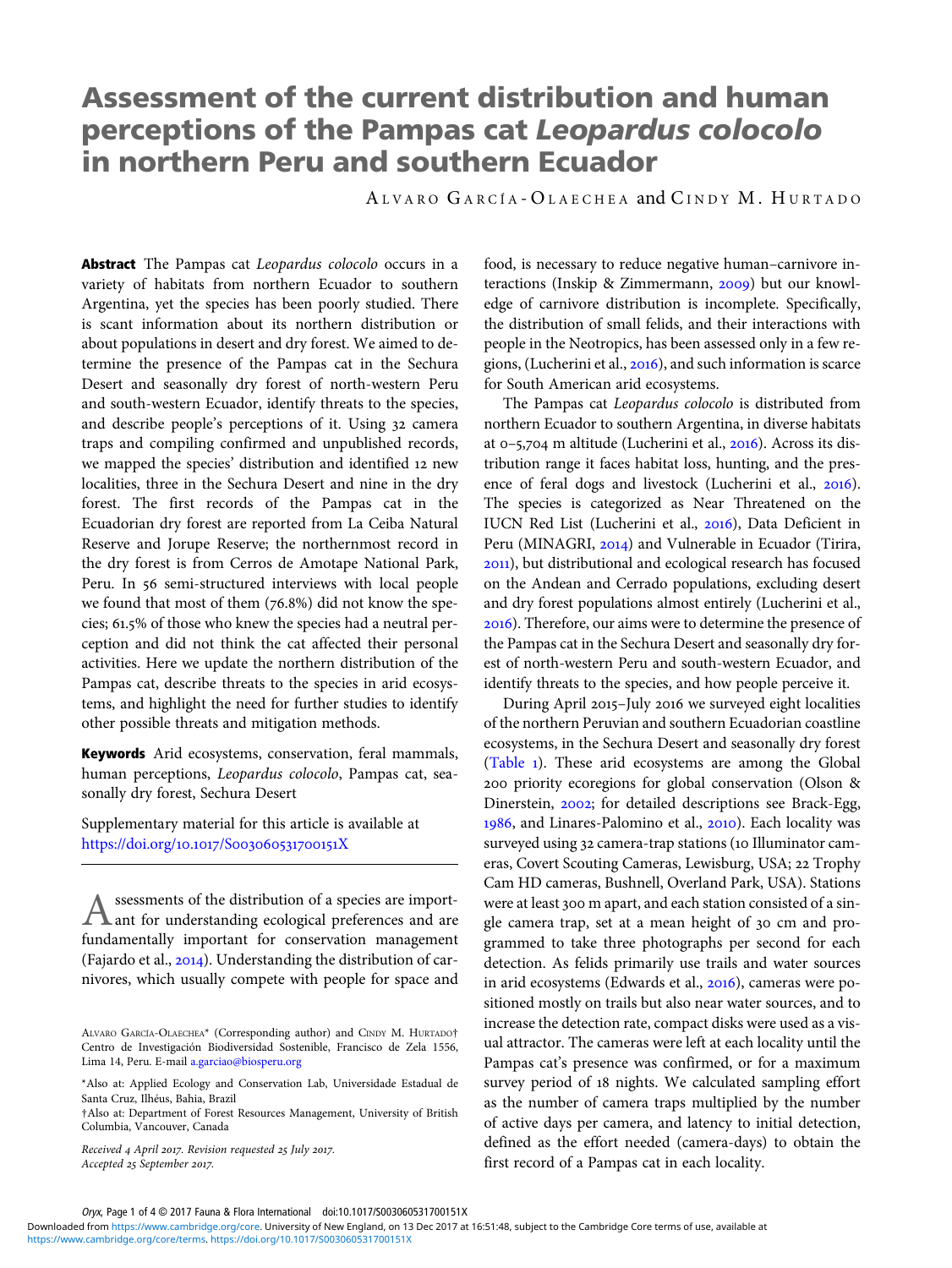# Assessment of the current distribution and human perceptions of the Pampas cat *Leopardus colocolo* in northern Peru and southern Ecuador

ALVARO GARCÍA-OLAECHEA and CINDY M. HURTADO

**Abstract** The Pampas cat *Leopardus colocolo* occurs in a variety of habitats from northern Ecuador to southern Argentina, yet the species has been poorly studied. There is scant information about its northern distribution or about populations in desert and dry forest. We aimed to determine the presence of the Pampas cat in the Sechura Desert and seasonally dry forest of north-western Peru and south-western Ecuador, identify threats to the species, and describe people's perceptions of it. Using 32 camera traps and compiling confirmed and unpublished records, we mapped the species' distribution and identified 12 new localities, three in the Sechura Desert and nine in the dry forest. The first records of the Pampas cat in the Ecuadorian dry forest are reported from La Ceiba Natural Reserve and Jorupe Reserve; the northernmost record in the dry forest is from Cerros de Amotape National Park, Peru. In 56 semi-structured interviews with local people we found that most of them (76.8%) did not know the species; 61.5% of those who knew the species had a neutral perception and did not think the cat affected their personal activities. Here we update the northern distribution of the Pampas cat, describe threats to the species in arid ecosystems, and highlight the need for further studies to identify other possible threats and mitigation methods.

**Keywords** Arid ecosystems, conservation, feral mammals, human perceptions, *Leopardus colocolo*, Pampas cat, seasonally dry forest, Sechura Desert

Supplementary material for this article is available at https://doi.org/10.1017/S003060531700151X

Assessments of the distribution of a species are important for understanding ecological preferences and are fundamentally important for conservation management (Fajardo et al., 2014). Understanding the distribution of carnivores, which usually compete with people for space and food, is necessary to reduce negative human–carnivore interactions (Inskip & Zimmermann, 2009) but our knowledge of carnivore distribution is incomplete. Specifically, the distribution of small felids, and their interactions with people in the Neotropics, has been assessed only in a few regions, (Lucherini et al., 2016), and such information is scarce for South American arid ecosystems.

The Pampas cat *Leopardus colocolo* is distributed from northern Ecuador to southern Argentina, in diverse habitats at 0–5,704 m altitude (Lucherini et al., 2016). Across its distribution range it faces habitat loss, hunting, and the presence of feral dogs and livestock (Lucherini et al., 2016). The species is categorized as Near Threatened on the IUCN Red List (Lucherini et al., 2016), Data Deficient in Peru (MINAGRI, 2014) and Vulnerable in Ecuador (Tirira, 2011), but distributional and ecological research has focused on the Andean and Cerrado populations, excluding desert and dry forest populations almost entirely (Lucherini et al., 2016). Therefore, our aims were to determine the presence of the Pampas cat in the Sechura Desert and seasonally dry forest of north-western Peru and south-western Ecuador, and identify threats to the species, and how people perceive it.

During April 2015–July 2016 we surveyed eight localities of the northern Peruvian and southern Ecuadorian coastline ecosystems, in the Sechura Desert and seasonally dry forest (Table 1). These arid ecosystems are among the Global 200 priority ecoregions for global conservation (Olson & Dinerstein, 2002; for detailed descriptions see Brack-Egg, 1986, and Linares-Palomino et al., 2010). Each locality was surveyed using 32 camera-trap stations (10 Illuminator cameras, Covert Scouting Cameras, Lewisburg, USA; 22 Trophy Cam HD cameras, Bushnell, Overland Park, USA). Stations were at least 300 m apart, and each station consisted of a single camera trap, set at a mean height of 30 cm and programmed to take three photographs per second for each detection. As felids primarily use trails and water sources in arid ecosystems (Edwards et al., 2016), cameras were positioned mostly on trails but also near water sources, and to increase the detection rate, compact disks were used as a visual attractor. The cameras were left at each locality until the Pampas cat's presence was confirmed, or for a maximum survey period of 18 nights. We calculated sampling effort as the number of camera traps multiplied by the number of active days per camera, and latency to initial detection, defined as the effort needed (camera-days) to obtain the first record of a Pampas cat in each locality.

ALVARO GARCÍA-OLAECHEA* (Corresponding author) and CINDY M. HURTADO† Centro de Investigación Biodiversidad Sostenible, Francisco de Zela 1556, Lima 14, Peru. E-mail a.garciao@biosperu.org

*Also at: Applied Ecology and Conservation Lab, Universidade Estadual de Santa Cruz, Ilhéus, Bahia, Brazil

†Also at: Department of Forest Resources Management, University of British Columbia, Vancouver, Canada

*Received 4 April 2017. Revision requested 25 July 2017. Accepted 25 September 2017.*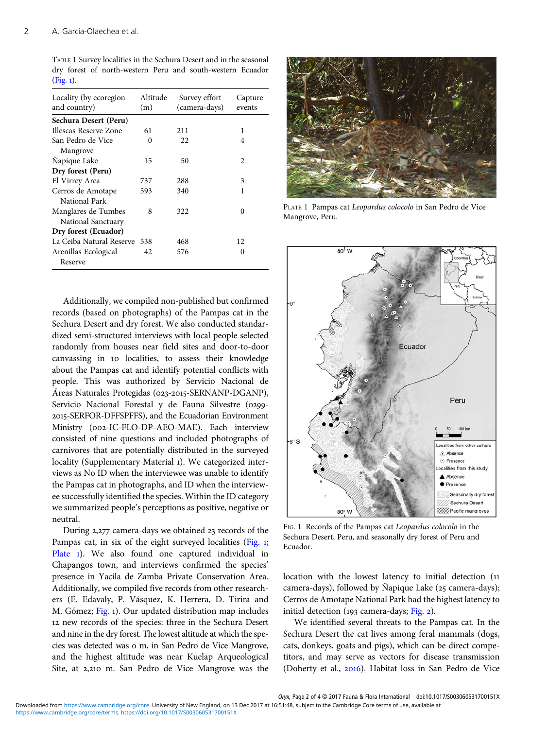TABLE 1 Survey localities in the Sechura Desert and in the seasonal dry forest of north-western Peru and south-western Ecuador (Fig. 1).

| Locality (by ecoregion and country) | Altitude (m) | Survey effort (camera-days) | Capture events |
|---|---|---|---|
| **Sechura Desert (Peru)** | | | |
| Illescas Reserve Zone | 61 | 211 | 1 |
| San Pedro de Vice Mangrove | 0 | 22 | 4 |
| Ñapique Lake | 15 | 50 | 2 |
| **Dry forest (Peru)** | | | |
| El Virrey Area | 737 | 288 | 3 |
| Cerros de Amotape National Park | 593 | 340 | 1 |
| Manglares de Tumbes National Sanctuary | 8 | 322 | 0 |
| **Dry forest (Ecuador)** | | | |
| La Ceiba Natural Reserve | 538 | 468 | 12 |
| Arenillas Ecological Reserve | 42 | 576 | 0 |

Additionally, we compiled non-published but confirmed records (based on photographs) of the Pampas cat in the Sechura Desert and dry forest. We also conducted standardized semi-structured interviews with local people selected randomly from houses near field sites and door-to-door canvassing in 10 localities, to assess their knowledge about the Pampas cat and identify potential conflicts with people. This was authorized by Servicio Nacional de Áreas Naturales Protegidas (023-2015-SERNANP-DGANP), Servicio Nacional Forestal y de Fauna Silvestre (0299-2015-SERFOR-DFFSPFFS), and the Ecuadorian Environment Ministry (002-IC-FLO-DP-AEO-MAE). Each interview consisted of nine questions and included photographs of carnivores that are potentially distributed in the surveyed locality (Supplementary Material 1). We categorized interviews as No ID when the interviewee was unable to identify the Pampas cat in photographs, and ID when the interviewee successfully identified the species. Within the ID category we summarized people's perceptions as positive, negative or neutral.

During 2,277 camera-days we obtained 23 records of the Pampas cat, in six of the eight surveyed localities (Fig. 1; Plate 1). We also found one captured individual in Chapangos town, and interviews confirmed the species' presence in Yacila de Zamba Private Conservation Area. Additionally, we compiled five records from other researchers (E. Edavaly, P. Vásquez, K. Herrera, D. Tirira and M. Gómez; Fig. 1). Our updated distribution map includes 12 new records of the species: three in the Sechura Desert and nine in the dry forest. The lowest altitude at which the species was detected was 0 m, in San Pedro de Vice Mangrove, and the highest altitude was near Kuelap Arqueological Site, at 2,210 m. San Pedro de Vice Mangrove was the location with the lowest latency to initial detection (11 camera-days), followed by Ñapique Lake (25 camera-days); Cerros de Amotape National Park had the highest latency to initial detection (193 camera-days; Fig. 2).

PLATE 1 Pampas cat *Leopardus colocolo* in San Pedro de Vice Mangrove, Peru.

FIG. 1 Records of the Pampas cat *Leopardus colocolo* in the Sechura Desert, Peru, and seasonally dry forest of Peru and Ecuador.

We identified several threats to the Pampas cat. In the Sechura Desert the cat lives among feral mammals (dogs, cats, donkeys, goats and pigs), which can be direct competitors, and may serve as vectors for disease transmission (Doherty et al., 2016). Habitat loss in San Pedro de Vice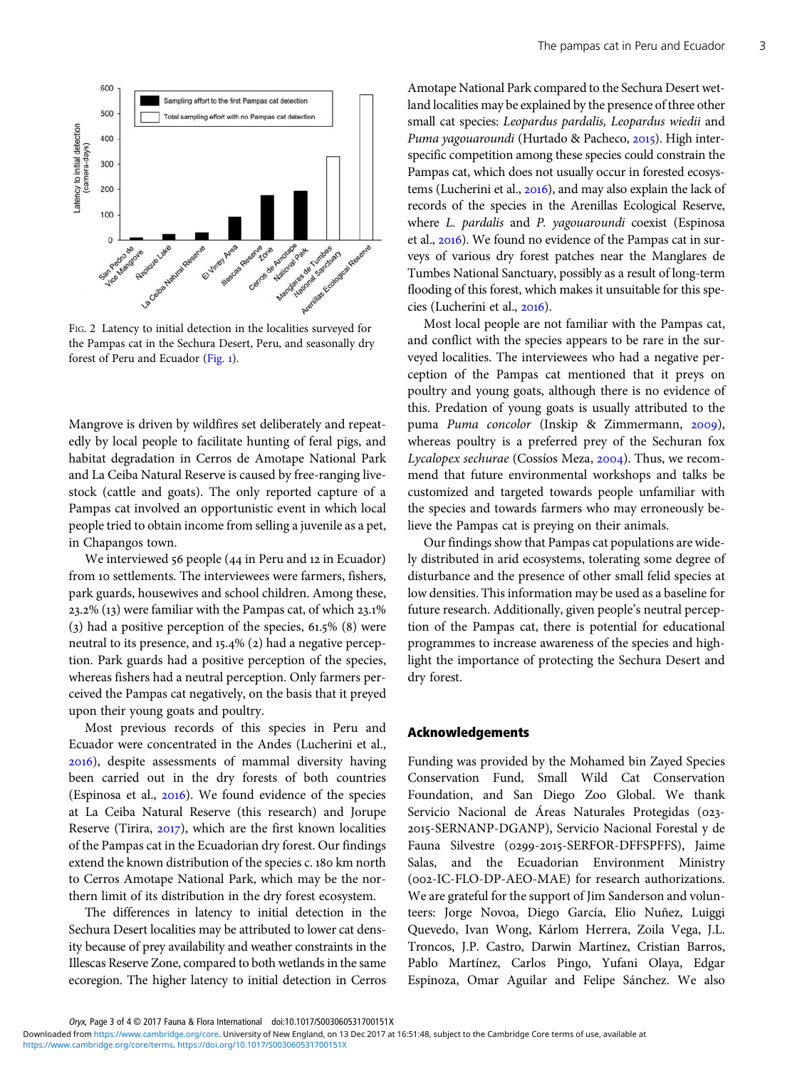Fig. 2 Latency to initial detection in the localities surveyed for the Pampas cat in the Sechura Desert, Peru, and seasonally dry forest of Peru and Ecuador (Fig. 1).

Mangrove is driven by wildfires set deliberately and repeatedly by local people to facilitate hunting of feral pigs, and habitat degradation in Cerros de Amotape National Park and La Ceiba Natural Reserve is caused by free-ranging livestock (cattle and goats). The only reported capture of a Pampas cat involved an opportunistic event in which local people tried to obtain income from selling a juvenile as a pet, in Chapangos town.

We interviewed 56 people (44 in Peru and 12 in Ecuador) from 10 settlements. The interviewees were farmers, fishers, park guards, housewives and school children. Among these, 23.2% (13) were familiar with the Pampas cat, of which 23.1% (3) had a positive perception of the species, 61.5% (8) were neutral to its presence, and 15.4% (2) had a negative perception. Park guards had a positive perception of the species, whereas fishers had a neutral perception. Only farmers perceived the Pampas cat negatively, on the basis that it preyed upon their young goats and poultry.

Most previous records of this species in Peru and Ecuador were concentrated in the Andes (Lucherini et al., 2016), despite assessments of mammal diversity having been carried out in the dry forests of both countries (Espinosa et al., 2016). We found evidence of the species at La Ceiba Natural Reserve (this research) and Jorupe Reserve (Tirira, 2017), which are the first known localities of the Pampas cat in the Ecuadorian dry forest. Our findings extend the known distribution of the species c. 180 km north to Cerros Amotape National Park, which may be the northern limit of its distribution in the dry forest ecosystem.

The differences in latency to initial detection in the Sechura Desert localities may be attributed to lower cat density because of prey availability and weather constraints in the Illescas Reserve Zone, compared to both wetlands in the same ecoregion. The higher latency to initial detection in Cerros Amotape National Park compared to the Sechura Desert wetland localities may be explained by the presence of three other small cat species: *Leopardus pardalis, Leopardus wiedii* and *Puma yagouaroundi* (Hurtado & Pacheco, 2015). High interspecific competition among these species could constrain the Pampas cat, which does not usually occur in forested ecosystems (Lucherini et al., 2016), and may also explain the lack of records of the species in the Arenillas Ecological Reserve, where *L. pardalis* and *P. yagouaroundi* coexist (Espinosa et al., 2016). We found no evidence of the Pampas cat in surveys of various dry forest patches near the Manglares de Tumbes National Sanctuary, possibly as a result of long-term flooding of this forest, which makes it unsuitable for this species (Lucherini et al., 2016).

Most local people are not familiar with the Pampas cat, and conflict with the species appears to be rare in the surveyed localities. The interviewees who had a negative perception of the Pampas cat mentioned that it preys on poultry and young goats, although there is no evidence of this. Predation of young goats is usually attributed to the puma *Puma concolor* (Inskip & Zimmermann, 2009), whereas poultry is a preferred prey of the Sechuran fox *Lycalopex sechurae* (Cossíos Meza, 2004). Thus, we recommend that future environmental workshops and talks be customized and targeted towards people unfamiliar with the species and towards farmers who may erroneously believe the Pampas cat is preying on their animals.

Our findings show that Pampas cat populations are widely distributed in arid ecosystems, tolerating some degree of disturbance and the presence of other small felid species at low densities. This information may be used as a baseline for future research. Additionally, given people's neutral perception of the Pampas cat, there is potential for educational programmes to increase awareness of the species and highlight the importance of protecting the Sechura Desert and dry forest.

## Acknowledgements

Funding was provided by the Mohamed bin Zayed Species Conservation Fund, Small Wild Cat Conservation Foundation, and San Diego Zoo Global. We thank Servicio Nacional de Áreas Naturales Protegidas (023-2015-SERNANP-DGANP), Servicio Nacional Forestal y de Fauna Silvestre (0299-2015-SERFOR-DFFSPFFS), Jaime Salas, and the Ecuadorian Environment Ministry (002-IC-FLO-DP-AEO-MAE) for research authorizations. We are grateful for the support of Jim Sanderson and volunteers: Jorge Novoa, Diego García, Elio Nuñez, Luiggi Quevedo, Ivan Wong, Kárlom Herrera, Zoila Vega, J.L. Troncos, J.P. Castro, Darwin Martínez, Cristian Barros, Pablo Martínez, Carlos Pingo, Yufani Olaya, Edgar Espinoza, Omar Aguilar and Felipe Sánchez. We also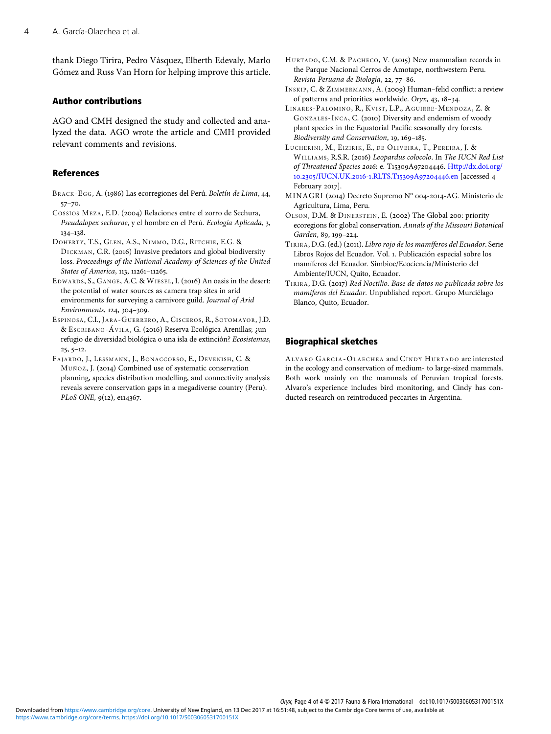thank Diego Tirira, Pedro Vásquez, Elberth Edevaly, Marlo Gómez and Russ Van Horn for helping improve this article.

## Author contributions

AGO and CMH designed the study and collected and analyzed the data. AGO wrote the article and CMH provided relevant comments and revisions.

## References

Brack-Egg, A. (1986) Las ecorregiones del Perú. *Boletín de Lima*, 44, 57–70.

Cossíos Meza, E.D. (2004) Relaciones entre el zorro de Sechura, *Pseudalopex sechurae*, y el hombre en el Perú. *Ecología Aplicada*, 3, 134–138.

Doherty, T.S., Glen, A.S., Nimmo, D.G., Ritchie, E.G. & Dickman, C.R. (2016) Invasive predators and global biodiversity loss. *Proceedings of the National Academy of Sciences of the United States of America*, 113, 11261–11265.

Edwards, S., Gange, A.C. & Wiesel, I. (2016) An oasis in the desert: the potential of water sources as camera trap sites in arid environments for surveying a carnivore guild. *Journal of Arid Environments*, 124, 304–309.

Espinosa, C.I., Jara-Guerrero, A., Cisceros, R., Sotomayor, J.D. & Escribano-Ávila, G. (2016) Reserva Ecológica Arenillas; ¿un refugio de diversidad biológica o una isla de extinción? *Ecosistemas*, 25, 5–12.

Fajardo, J., Lessmann, J., Bonaccorso, E., Devenish, C. & Muñoz, J. (2014) Combined use of systematic conservation planning, species distribution modelling, and connectivity analysis reveals severe conservation gaps in a megadiverse country (Peru). *PLoS ONE*, 9(12), e114367.

Hurtado, C.M. & Pacheco, V. (2015) New mammalian records in the Parque Nacional Cerros de Amotape, northwestern Peru. *Revista Peruana de Biología*, 22, 77–86.

Inskip, C. & Zimmermann, A. (2009) Human–felid conflict: a review of patterns and priorities worldwide. *Oryx*, 43, 18–34.

Linares-Palomino, R., Kvist, L.P., Aguirre-Mendoza, Z. & Gonzales-Inca, C. (2010) Diversity and endemism of woody plant species in the Equatorial Pacific seasonally dry forests. *Biodiversity and Conservation*, 19, 169–185.

Lucherini, M., Eizirik, E., de Oliveira, T., Pereira, J. & Williams, R.S.R. (2016) *Leopardus colocolo*. In *The IUCN Red List of Threatened Species 2016*: e. T15309A97204446. Http://dx.doi.org/10.2305/IUCN.UK.2016-1.RLTS.T15309A97204446.en [accessed 4 February 2017].

MINAGRI (2014) Decreto Supremo N° 004-2014-AG. Ministerio de Agricultura, Lima, Peru.

Olson, D.M. & Dinerstein, E. (2002) The Global 200: priority ecoregions for global conservation. *Annals of the Missouri Botanical Garden*, 89, 199–224.

Tirira, D.G. (ed.) (2011). *Libro rojo de los mamíferos del Ecuador*. Serie Libros Rojos del Ecuador. Vol. 1. Publicación especial sobre los mamíferos del Ecuador. Simbioe/Ecociencia/Ministerio del Ambiente/IUCN, Quito, Ecuador.

Tirira, D.G. (2017) *Red Noctilio. Base de datos no publicada sobre los mamíferos del Ecuador*. Unpublished report. Grupo Murciélago Blanco, Quito, Ecuador.

## Biographical sketches

Alvaro García-Olaechea and Cindy Hurtado are interested in the ecology and conservation of medium- to large-sized mammals. Both work mainly on the mammals of Peruvian tropical forests. Alvaro's experience includes bird monitoring, and Cindy has conducted research on reintroduced peccaries in Argentina.